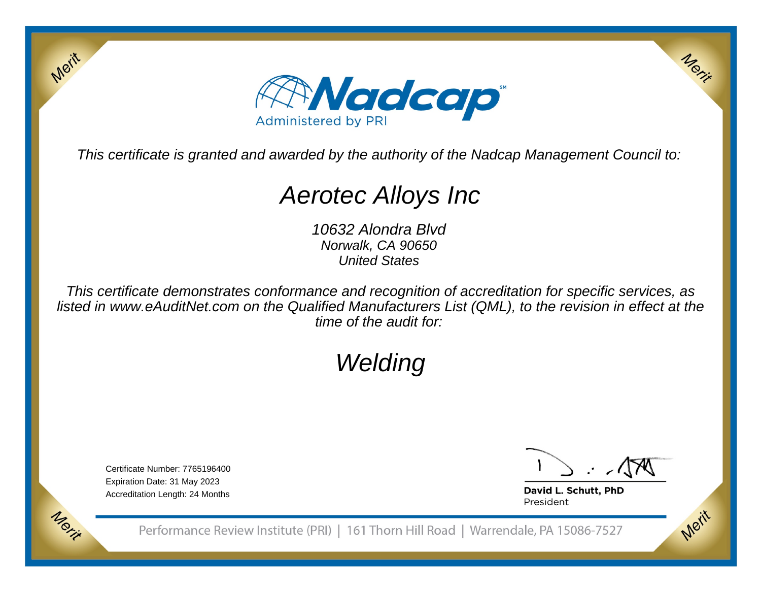Nadcap
Administered by PRI

*This certificate is granted and awarded by the authority of the Nadcap Management Council to:*

# *Aerotec Alloys Inc*

*10632 Alondra Blvd*
*Norwalk, CA 90650*
*United States*

*This certificate demonstrates conformance and recognition of accreditation for specific services, as listed in www.eAuditNet.com on the Qualified Manufacturers List (QML), to the revision in effect at the time of the audit for:*

# *Welding*

Certificate Number: 7765196400
Expiration Date: 31 May 2023
Accreditation Length: 24 Months

**David L. Schutt, PhD**
President

Performance Review Institute (PRI) | 161 Thorn Hill Road | Warrendale, PA 15086-7527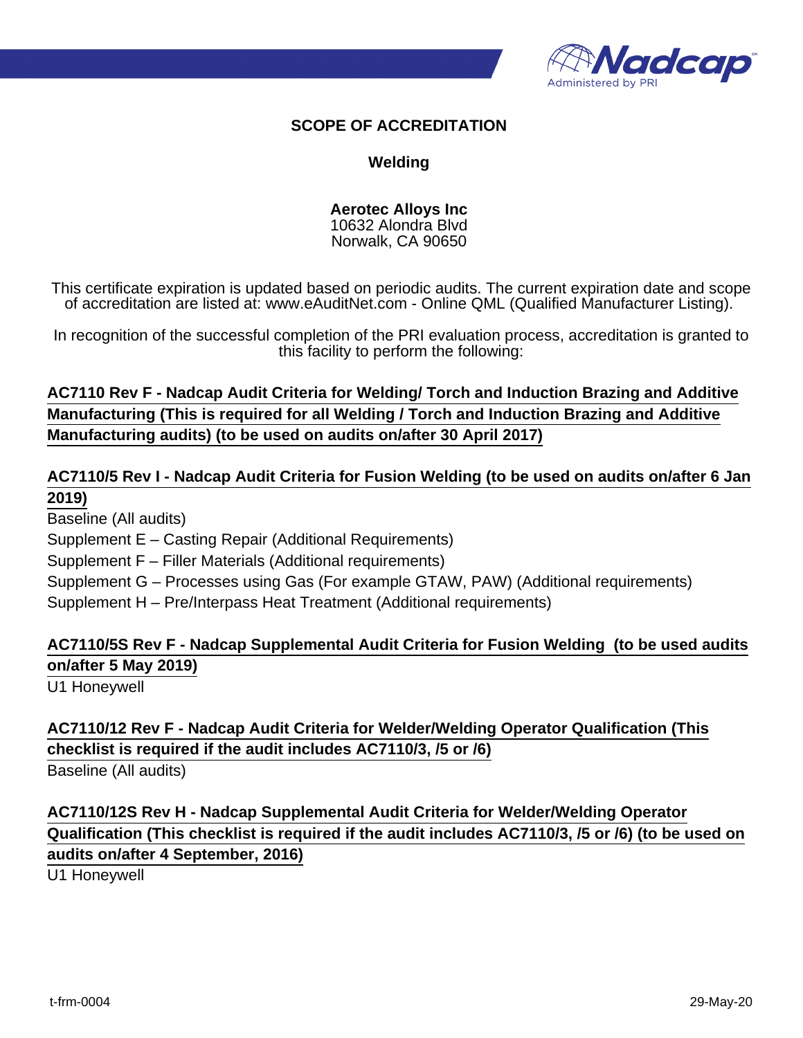## SCOPE OF ACCREDITATION

### Welding

**Aerotec Alloys Inc**
10632 Alondra Blvd
Norwalk, CA 90650

This certificate expiration is updated based on periodic audits. The current expiration date and scope of accreditation are listed at: www.eAuditNet.com - Online QML (Qualified Manufacturer Listing).

In recognition of the successful completion of the PRI evaluation process, accreditation is granted to this facility to perform the following:

**AC7110 Rev F - Nadcap Audit Criteria for Welding/ Torch and Induction Brazing and Additive Manufacturing (This is required for all Welding / Torch and Induction Brazing and Additive Manufacturing audits) (to be used on audits on/after 30 April 2017)**

**AC7110/5 Rev I - Nadcap Audit Criteria for Fusion Welding (to be used on audits on/after 6 Jan 2019)**

Baseline (All audits)
Supplement E – Casting Repair (Additional Requirements)
Supplement F – Filler Materials (Additional requirements)
Supplement G – Processes using Gas (For example GTAW, PAW) (Additional requirements)
Supplement H – Pre/Interpass Heat Treatment (Additional requirements)

**AC7110/5S Rev F - Nadcap Supplemental Audit Criteria for Fusion Welding (to be used audits on/after 5 May 2019)**

U1 Honeywell

**AC7110/12 Rev F - Nadcap Audit Criteria for Welder/Welding Operator Qualification (This checklist is required if the audit includes AC7110/3, /5 or /6)**

Baseline (All audits)

**AC7110/12S Rev H - Nadcap Supplemental Audit Criteria for Welder/Welding Operator Qualification (This checklist is required if the audit includes AC7110/3, /5 or /6) (to be used on audits on/after 4 September, 2016)**

U1 Honeywell

t-frm-0004 29-May-20